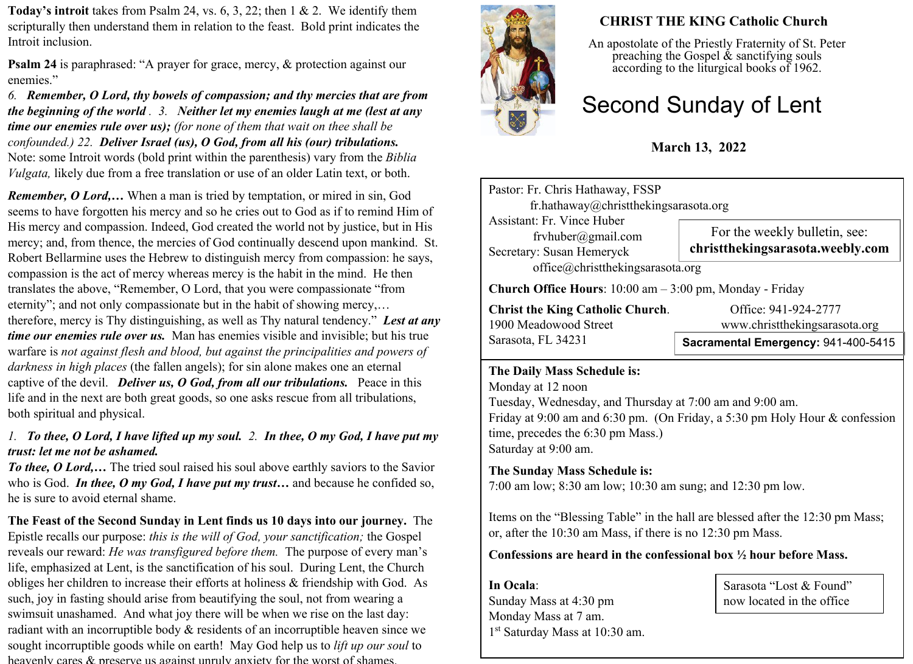**Today's introit** takes from Psalm 24, vs. 6, 3, 22; then 1 & 2. We identify them scripturally then understand them in relation to the feast. Bold print indicates the Introit inclusion.

**Psalm 24** is paraphrased: "A prayer for grace, mercy, & protection against our enemies."

*6.* ***Remember, O Lord, thy bowels of compassion; and thy mercies that are from the beginning of the world*** *. 3.* ***Neither let my enemies laugh at me (lest at any time our enemies rule over us);*** *(for none of them that wait on thee shall be confounded.) 22.* ***Deliver Israel (us), O God, from all his (our) tribulations.*** Note: some Introit words (bold print within the parenthesis) vary from the *Biblia Vulgata,* likely due from a free translation or use of an older Latin text, or both.

***Remember, O Lord,…*** When a man is tried by temptation, or mired in sin, God seems to have forgotten his mercy and so he cries out to God as if to remind Him of His mercy and compassion. Indeed, God created the world not by justice, but in His mercy; and, from thence, the mercies of God continually descend upon mankind. St. Robert Bellarmine uses the Hebrew to distinguish mercy from compassion: he says, compassion is the act of mercy whereas mercy is the habit in the mind. He then translates the above, "Remember, O Lord, that you were compassionate "from eternity"; and not only compassionate but in the habit of showing mercy,… therefore, mercy is Thy distinguishing, as well as Thy natural tendency." ***Lest at any time our enemies rule over us.*** Man has enemies visible and invisible; but his true warfare is *not against flesh and blood, but against the principalities and powers of darkness in high places* (the fallen angels); for sin alone makes one an eternal captive of the devil. ***Deliver us, O God, from all our tribulations.*** Peace in this life and in the next are both great goods, so one asks rescue from all tribulations, both spiritual and physical.

*1.* ***To thee, O Lord, I have lifted up my soul.*** *2.* ***In thee, O my God, I have put my trust: let me not be ashamed.***

***To thee, O Lord,…*** The tried soul raised his soul above earthly saviors to the Savior who is God. ***In thee, O my God, I have put my trust…*** and because he confided so, he is sure to avoid eternal shame.

**The Feast of the Second Sunday in Lent finds us 10 days into our journey.** The Epistle recalls our purpose: *this is the will of God, your sanctification;* the Gospel reveals our reward: *He was transfigured before them.* The purpose of every man's life, emphasized at Lent, is the sanctification of his soul. During Lent, the Church obliges her children to increase their efforts at holiness & friendship with God. As such, joy in fasting should arise from beautifying the soul, not from wearing a swimsuit unashamed. And what joy there will be when we rise on the last day: radiant with an incorruptible body & residents of an incorruptible heaven since we sought incorruptible goods while on earth! May God help us to *lift up our soul* to heavenly cares & preserve us against unruly anxiety for the worst of shames.

**CHRIST THE KING Catholic Church**

An apostolate of the Priestly Fraternity of St. Peter preaching the Gospel & sanctifying souls according to the liturgical books of 1962.

# Second Sunday of Lent

**March 13, 2022**

Pastor: Fr. Chris Hathaway, FSSP
fr.hathaway@christthekingsarasota.org
Assistant: Fr. Vince Huber
frvhuber@gmail.com
Secretary: Susan Hemeryck
office@christthekingsarasota.org

For the weekly bulletin, see: **christthekingsarasota.weebly.com**

**Church Office Hours**: 10:00 am – 3:00 pm, Monday - Friday

**Christ the King Catholic Church**.
1900 Meadowood Street
Sarasota, FL 34231

Office: 941-924-2777
www.christthekingsarasota.org
**Sacramental Emergency:** 941-400-5415

**The Daily Mass Schedule is:**
Monday at 12 noon
Tuesday, Wednesday, and Thursday at 7:00 am and 9:00 am.
Friday at 9:00 am and 6:30 pm. (On Friday, a 5:30 pm Holy Hour & confession time, precedes the 6:30 pm Mass.)
Saturday at 9:00 am.

**The Sunday Mass Schedule is:**
7:00 am low; 8:30 am low; 10:30 am sung; and 12:30 pm low.

Items on the "Blessing Table" in the hall are blessed after the 12:30 pm Mass; or, after the 10:30 am Mass, if there is no 12:30 pm Mass.

**Confessions are heard in the confessional box ½ hour before Mass.**

**In Ocala**:
Sunday Mass at 4:30 pm
Monday Mass at 7 am.
1st Saturday Mass at 10:30 am.

Sarasota "Lost & Found" now located in the office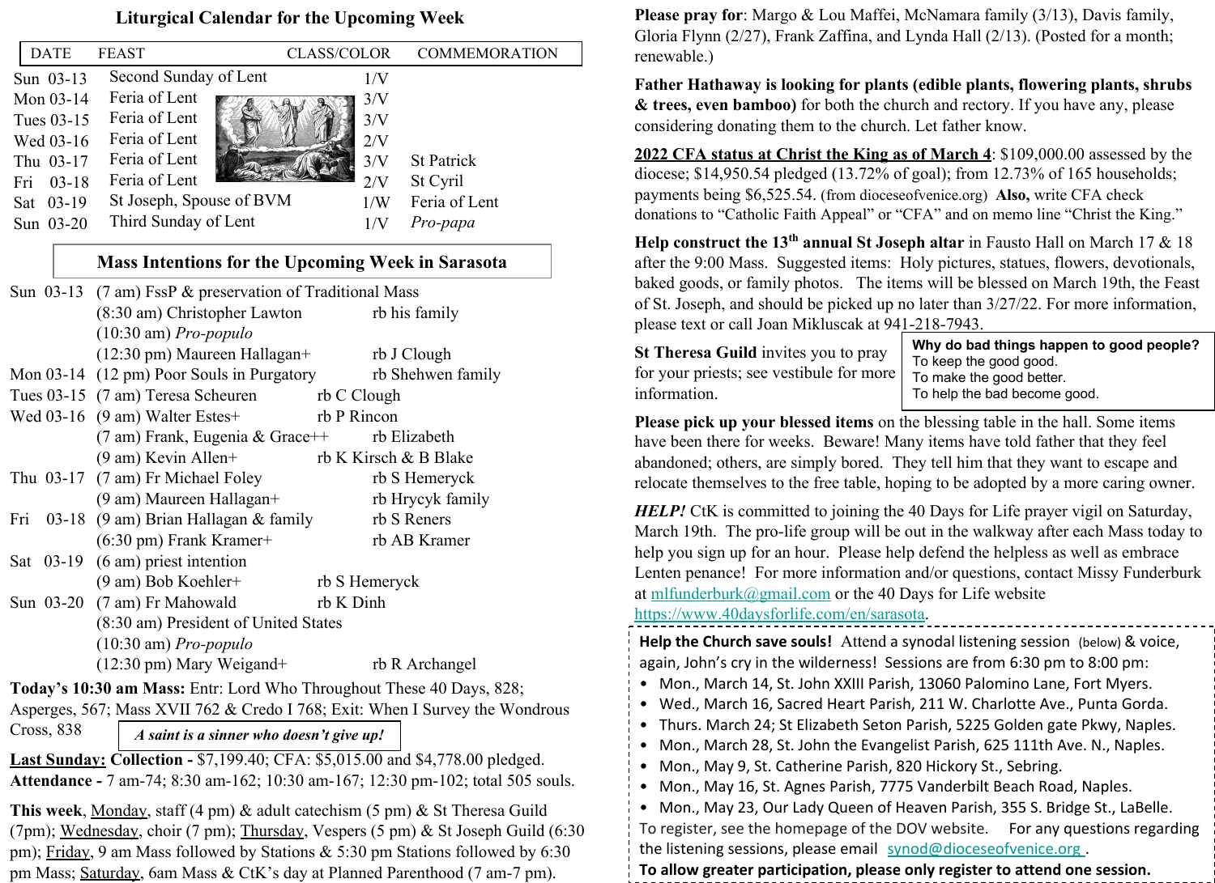## Liturgical Calendar for the Upcoming Week

| DATE | FEAST | CLASS/COLOR | COMMEMORATION |
|---|---|---|---|
| Sun 03-13 | Second Sunday of Lent | 1/V | |
| Mon 03-14 | Feria of Lent | 3/V | |
| Tues 03-15 | Feria of Lent | 3/V | |
| Wed 03-16 | Feria of Lent | 2/V | |
| Thu 03-17 | Feria of Lent | 3/V | St Patrick |
| Fri 03-18 | Feria of Lent | 2/V | St Cyril |
| Sat 03-19 | St Joseph, Spouse of BVM | 1/W | Feria of Lent |
| Sun 03-20 | Third Sunday of Lent | 1/V | *Pro-papa* |

## Mass Intentions for the Upcoming Week in Sarasota

| | | |
|---|---|---|
| Sun 03-13 | (7 am) FssP & preservation of Traditional Mass | |
| | (8:30 am) Christopher Lawton | rb his family |
| | (10:30 am) *Pro-populo* | |
| | (12:30 pm) Maureen Hallagan+ | rb J Clough |
| Mon 03-14 | (12 pm) Poor Souls in Purgatory | rb Shehwen family |
| Tues 03-15 | (7 am) Teresa Scheuren | rb C Clough |
| Wed 03-16 | (9 am) Walter Estes+ | rb P Rincon |
| | (7 am) Frank, Eugenia & Grace++ | rb Elizabeth |
| | (9 am) Kevin Allen+ | rb K Kirsch & B Blake |
| Thu 03-17 | (7 am) Fr Michael Foley | rb S Hemeryck |
| | (9 am) Maureen Hallagan+ | rb Hrycyk family |
| Fri 03-18 | (9 am) Brian Hallagan & family | rb S Reners |
| | (6:30 pm) Frank Kramer+ | rb AB Kramer |
| Sat 03-19 | (6 am) priest intention | |
| | (9 am) Bob Koehler+ | rb S Hemeryck |
| Sun 03-20 | (7 am) Fr Mahowald | rb K Dinh |
| | (8:30 am) President of United States | |
| | (10:30 am) *Pro-populo* | |
| | (12:30 pm) Mary Weigand+ | rb R Archangel |

**Today's 10:30 am Mass:** Entr: Lord Who Throughout These 40 Days, 828; Asperges, 567; Mass XVII 762 & Credo I 768; Exit: When I Survey the Wondrous Cross, 838

*A saint is a sinner who doesn't give up!*

**Last Sunday: Collection -** $7,199.40; CFA: $5,015.00 and $4,778.00 pledged.
**Attendance -** 7 am-74; 8:30 am-162; 10:30 am-167; 12:30 pm-102; total 505 souls.

**This week**, Monday, staff (4 pm) & adult catechism (5 pm) & St Theresa Guild (7pm); Wednesday, choir (7 pm); Thursday, Vespers (5 pm) & St Joseph Guild (6:30 pm); Friday, 9 am Mass followed by Stations & 5:30 pm Stations followed by 6:30 pm Mass; Saturday, 6am Mass & CtK's day at Planned Parenthood (7 am-7 pm).

**Please pray for**: Margo & Lou Maffei, McNamara family (3/13), Davis family, Gloria Flynn (2/27), Frank Zaffina, and Lynda Hall (2/13). (Posted for a month; renewable.)

**Father Hathaway is looking for plants (edible plants, flowering plants, shrubs & trees, even bamboo)** for both the church and rectory. If you have any, please considering donating them to the church. Let father know.

**2022 CFA status at Christ the King as of March 4**: $109,000.00 assessed by the diocese; $14,950.54 pledged (13.72% of goal); from 12.73% of 165 households; payments being $6,525.54. (from dioceseofvenice.org) **Also,** write CFA check donations to "Catholic Faith Appeal" or "CFA" and on memo line "Christ the King."

**Help construct the 13th annual St Joseph altar** in Fausto Hall on March 17 & 18 after the 9:00 Mass. Suggested items: Holy pictures, statues, flowers, devotionals, baked goods, or family photos. The items will be blessed on March 19th, the Feast of St. Joseph, and should be picked up no later than 3/27/22. For more information, please text or call Joan Mikluscak at 941-218-7943.

**St Theresa Guild** invites you to pray for your priests; see vestibule for more information.

**Why do bad things happen to good people?**
To keep the good good.
To make the good better.
To help the bad become good.

**Please pick up your blessed items** on the blessing table in the hall. Some items have been there for weeks. Beware! Many items have told father that they feel abandoned; others, are simply bored. They tell him that they want to escape and relocate themselves to the free table, hoping to be adopted by a more caring owner.

***HELP!*** CtK is committed to joining the 40 Days for Life prayer vigil on Saturday, March 19th. The pro-life group will be out in the walkway after each Mass today to help you sign up for an hour. Please help defend the helpless as well as embrace Lenten penance! For more information and/or questions, contact Missy Funderburk at mlfunderburk@gmail.com or the 40 Days for Life website https://www.40daysforlife.com/en/sarasota.

**Help the Church save souls!** Attend a synodal listening session (below) & voice, again, John's cry in the wilderness! Sessions are from 6:30 pm to 8:00 pm:

- Mon., March 14, St. John XXIII Parish, 13060 Palomino Lane, Fort Myers.
- Wed., March 16, Sacred Heart Parish, 211 W. Charlotte Ave., Punta Gorda.
- Thurs. March 24; St Elizabeth Seton Parish, 5225 Golden gate Pkwy, Naples.
- Mon., March 28, St. John the Evangelist Parish, 625 111th Ave. N., Naples.
- Mon., May 9, St. Catherine Parish, 820 Hickory St., Sebring.
- Mon., May 16, St. Agnes Parish, 7775 Vanderbilt Beach Road, Naples.
- Mon., May 23, Our Lady Queen of Heaven Parish, 355 S. Bridge St., LaBelle.

To register, see the homepage of the DOV website. For any questions regarding the listening sessions, please email synod@dioceseofvenice.org .
**To allow greater participation, please only register to attend one session.**